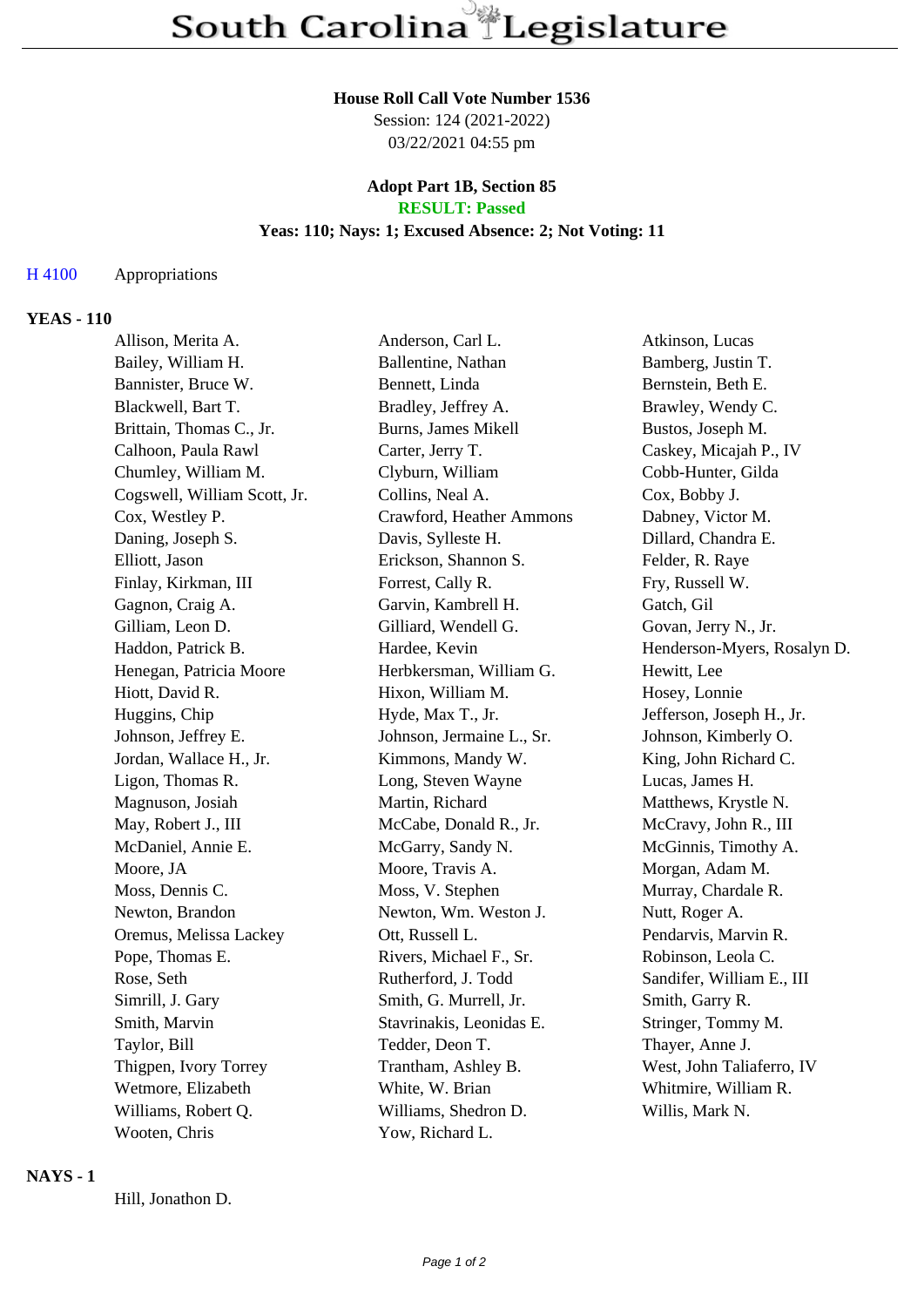# South Carolina Legislature

**House Roll Call Vote Number 1536**
Session: 124 (2021-2022)
03/22/2021 04:55 pm

**Adopt Part 1B, Section 85**
**RESULT: Passed**
**Yeas: 110; Nays: 1; Excused Absence: 2; Not Voting: 11**

H 4100 Appropriations

## YEAS - 110

| | | |
|---|---|---|
| Allison, Merita A. | Anderson, Carl L. | Atkinson, Lucas |
| Bailey, William H. | Ballentine, Nathan | Bamberg, Justin T. |
| Bannister, Bruce W. | Bennett, Linda | Bernstein, Beth E. |
| Blackwell, Bart T. | Bradley, Jeffrey A. | Brawley, Wendy C. |
| Brittain, Thomas C., Jr. | Burns, James Mikell | Bustos, Joseph M. |
| Calhoon, Paula Rawl | Carter, Jerry T. | Caskey, Micajah P., IV |
| Chumley, William M. | Clyburn, William | Cobb-Hunter, Gilda |
| Cogswell, William Scott, Jr. | Collins, Neal A. | Cox, Bobby J. |
| Cox, Westley P. | Crawford, Heather Ammons | Dabney, Victor M. |
| Daning, Joseph S. | Davis, Sylleste H. | Dillard, Chandra E. |
| Elliott, Jason | Erickson, Shannon S. | Felder, R. Raye |
| Finlay, Kirkman, III | Forrest, Cally R. | Fry, Russell W. |
| Gagnon, Craig A. | Garvin, Kambrell H. | Gatch, Gil |
| Gilliam, Leon D. | Gilliard, Wendell G. | Govan, Jerry N., Jr. |
| Haddon, Patrick B. | Hardee, Kevin | Henderson-Myers, Rosalyn D. |
| Henegan, Patricia Moore | Herbkersman, William G. | Hewitt, Lee |
| Hiott, David R. | Hixon, William M. | Hosey, Lonnie |
| Huggins, Chip | Hyde, Max T., Jr. | Jefferson, Joseph H., Jr. |
| Johnson, Jeffrey E. | Johnson, Jermaine L., Sr. | Johnson, Kimberly O. |
| Jordan, Wallace H., Jr. | Kimmons, Mandy W. | King, John Richard C. |
| Ligon, Thomas R. | Long, Steven Wayne | Lucas, James H. |
| Magnuson, Josiah | Martin, Richard | Matthews, Krystle N. |
| May, Robert J., III | McCabe, Donald R., Jr. | McCravy, John R., III |
| McDaniel, Annie E. | McGarry, Sandy N. | McGinnis, Timothy A. |
| Moore, JA | Moore, Travis A. | Morgan, Adam M. |
| Moss, Dennis C. | Moss, V. Stephen | Murray, Chardale R. |
| Newton, Brandon | Newton, Wm. Weston J. | Nutt, Roger A. |
| Oremus, Melissa Lackey | Ott, Russell L. | Pendarvis, Marvin R. |
| Pope, Thomas E. | Rivers, Michael F., Sr. | Robinson, Leola C. |
| Rose, Seth | Rutherford, J. Todd | Sandifer, William E., III |
| Simrill, J. Gary | Smith, G. Murrell, Jr. | Smith, Garry R. |
| Smith, Marvin | Stavrinakis, Leonidas E. | Stringer, Tommy M. |
| Taylor, Bill | Tedder, Deon T. | Thayer, Anne J. |
| Thigpen, Ivory Torrey | Trantham, Ashley B. | West, John Taliaferro, IV |
| Wetmore, Elizabeth | White, W. Brian | Whitmire, William R. |
| Williams, Robert Q. | Williams, Shedron D. | Willis, Mark N. |
| Wooten, Chris | Yow, Richard L. | |

## NAYS - 1

Hill, Jonathon D.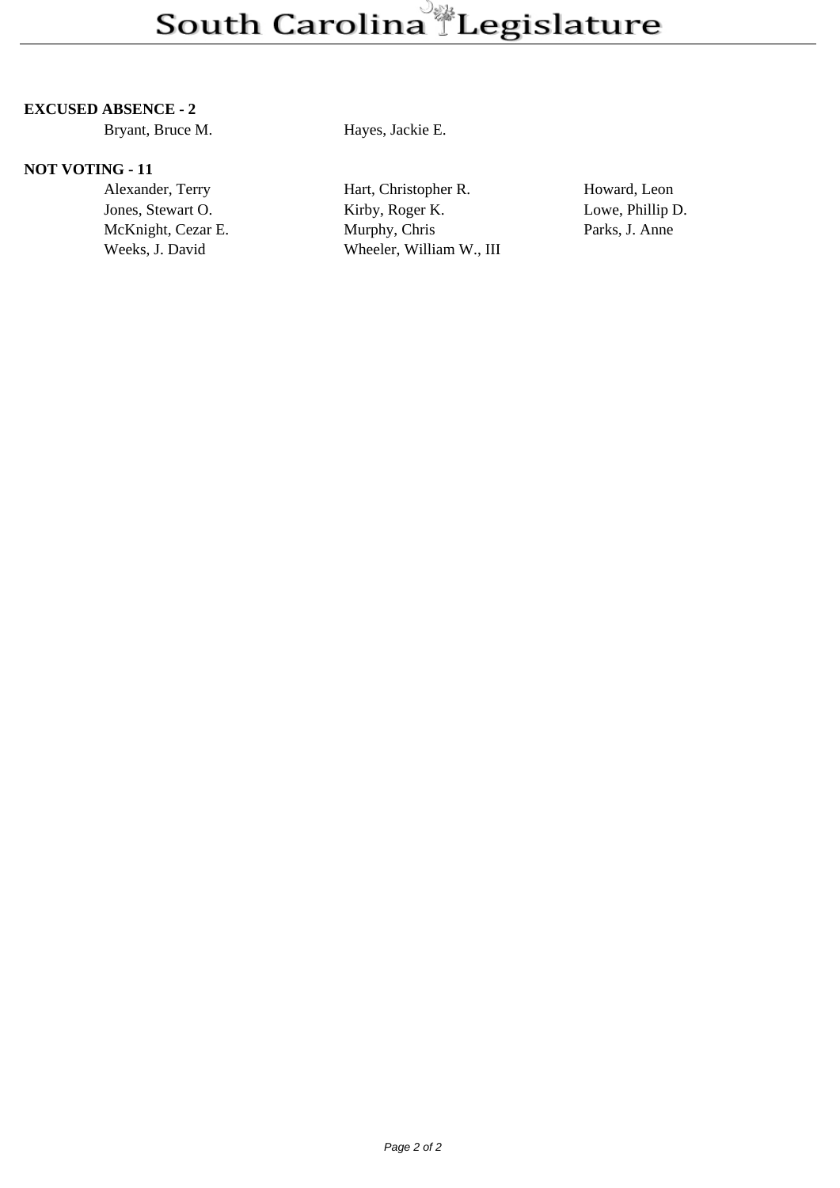**EXCUSED ABSENCE - 2**

| | |
|---|---|
| Bryant, Bruce M. | Hayes, Jackie E. |

**NOT VOTING - 11**

| | | |
|---|---|---|
| Alexander, Terry | Hart, Christopher R. | Howard, Leon |
| Jones, Stewart O. | Kirby, Roger K. | Lowe, Phillip D. |
| McKnight, Cezar E. | Murphy, Chris | Parks, J. Anne |
| Weeks, J. David | Wheeler, William W., III | |